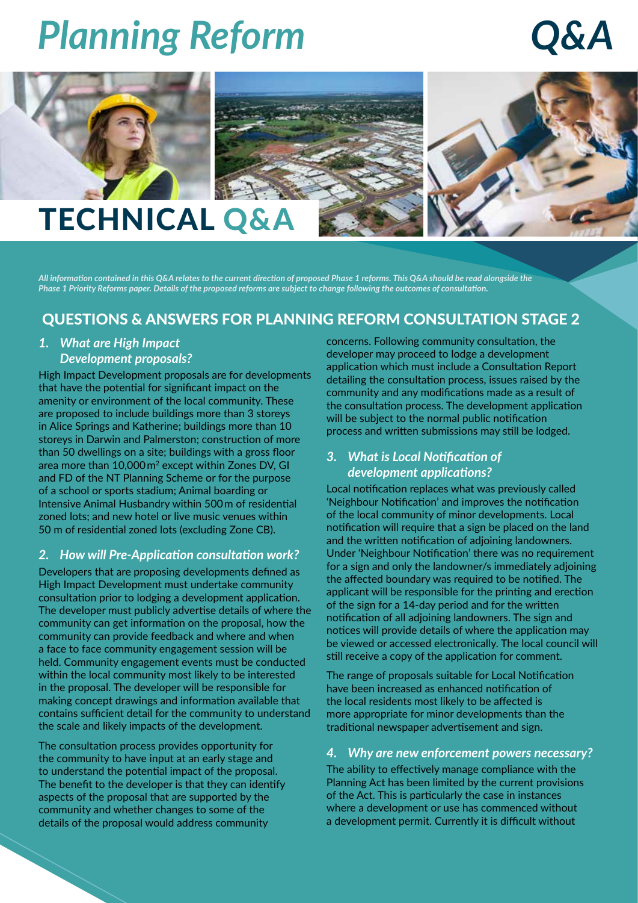# *Planning Reform* *Q&A*

# TECHNICAL Q&A

*All information contained in this Q&A relates to the current direction of proposed Phase 1 reforms. This Q&A should be read alongside the Phase 1 Priority Reforms paper. Details of the proposed reforms are subject to change following the outcomes of consultation.*

## QUESTIONS & ANSWERS FOR PLANNING REFORM CONSULTATION STAGE 2

### *1. What are High Impact Development proposals?*

High Impact Development proposals are for developments that have the potential for significant impact on the amenity or environment of the local community. These are proposed to include buildings more than 3 storeys in Alice Springs and Katherine; buildings more than 10 storeys in Darwin and Palmerston; construction of more than 50 dwellings on a site; buildings with a gross floor area more than 10,000 m$^2$ except within Zones DV, GI and FD of the NT Planning Scheme or for the purpose of a school or sports stadium; Animal boarding or Intensive Animal Husbandry within 500 m of residential zoned lots; and new hotel or live music venues within 50 m of residential zoned lots (excluding Zone CB).

### *2. How will Pre-Application consultation work?*

Developers that are proposing developments defined as High Impact Development must undertake community consultation prior to lodging a development application. The developer must publicly advertise details of where the community can get information on the proposal, how the community can provide feedback and where and when a face to face community engagement session will be held. Community engagement events must be conducted within the local community most likely to be interested in the proposal. The developer will be responsible for making concept drawings and information available that contains sufficient detail for the community to understand the scale and likely impacts of the development.

The consultation process provides opportunity for the community to have input at an early stage and to understand the potential impact of the proposal. The benefit to the developer is that they can identify aspects of the proposal that are supported by the community and whether changes to some of the details of the proposal would address community concerns. Following community consultation, the developer may proceed to lodge a development application which must include a Consultation Report detailing the consultation process, issues raised by the community and any modifications made as a result of the consultation process. The development application will be subject to the normal public notification process and written submissions may still be lodged.

### *3. What is Local Notification of development applications?*

Local notification replaces what was previously called 'Neighbour Notification' and improves the notification of the local community of minor developments. Local notification will require that a sign be placed on the land and the written notification of adjoining landowners. Under 'Neighbour Notification' there was no requirement for a sign and only the landowner/s immediately adjoining the affected boundary was required to be notified. The applicant will be responsible for the printing and erection of the sign for a 14-day period and for the written notification of all adjoining landowners. The sign and notices will provide details of where the application may be viewed or accessed electronically. The local council will still receive a copy of the application for comment.

The range of proposals suitable for Local Notification have been increased as enhanced notification of the local residents most likely to be affected is more appropriate for minor developments than the traditional newspaper advertisement and sign.

### *4. Why are new enforcement powers necessary?*

The ability to effectively manage compliance with the Planning Act has been limited by the current provisions of the Act. This is particularly the case in instances where a development or use has commenced without a development permit. Currently it is difficult without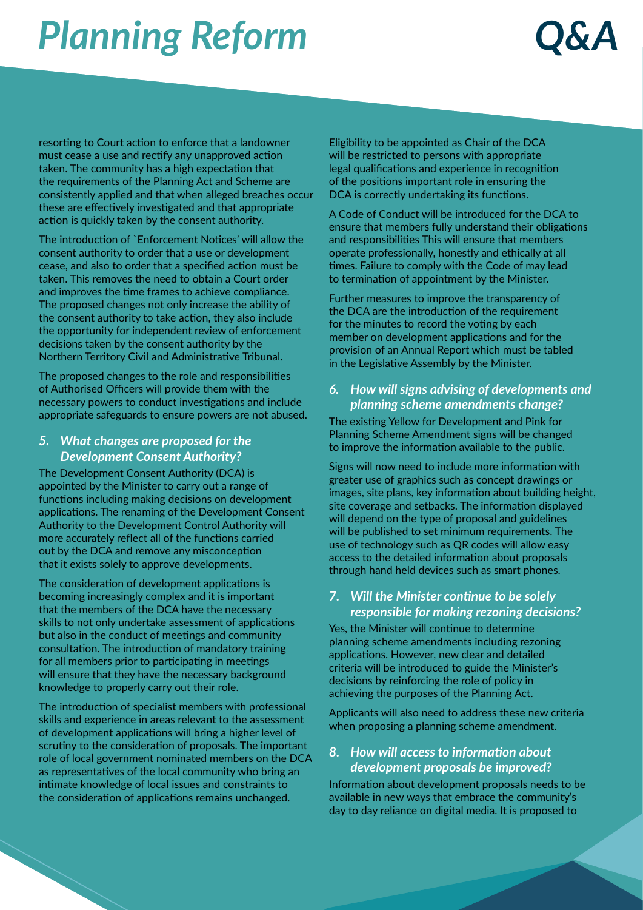resorting to Court action to enforce that a landowner must cease a use and rectify any unapproved action taken. The community has a high expectation that the requirements of the Planning Act and Scheme are consistently applied and that when alleged breaches occur these are effectively investigated and that appropriate action is quickly taken by the consent authority.

The introduction of `Enforcement Notices' will allow the consent authority to order that a use or development cease, and also to order that a specified action must be taken. This removes the need to obtain a Court order and improves the time frames to achieve compliance. The proposed changes not only increase the ability of the consent authority to take action, they also include the opportunity for independent review of enforcement decisions taken by the consent authority by the Northern Territory Civil and Administrative Tribunal.

The proposed changes to the role and responsibilities of Authorised Officers will provide them with the necessary powers to conduct investigations and include appropriate safeguards to ensure powers are not abused.

### *5. What changes are proposed for the Development Consent Authority?*

The Development Consent Authority (DCA) is appointed by the Minister to carry out a range of functions including making decisions on development applications. The renaming of the Development Consent Authority to the Development Control Authority will more accurately reflect all of the functions carried out by the DCA and remove any misconception that it exists solely to approve developments.

The consideration of development applications is becoming increasingly complex and it is important that the members of the DCA have the necessary skills to not only undertake assessment of applications but also in the conduct of meetings and community consultation. The introduction of mandatory training for all members prior to participating in meetings will ensure that they have the necessary background knowledge to properly carry out their role.

The introduction of specialist members with professional skills and experience in areas relevant to the assessment of development applications will bring a higher level of scrutiny to the consideration of proposals. The important role of local government nominated members on the DCA as representatives of the local community who bring an intimate knowledge of local issues and constraints to the consideration of applications remains unchanged.

Eligibility to be appointed as Chair of the DCA will be restricted to persons with appropriate legal qualifications and experience in recognition of the positions important role in ensuring the DCA is correctly undertaking its functions.

A Code of Conduct will be introduced for the DCA to ensure that members fully understand their obligations and responsibilities This will ensure that members operate professionally, honestly and ethically at all times. Failure to comply with the Code of may lead to termination of appointment by the Minister.

Further measures to improve the transparency of the DCA are the introduction of the requirement for the minutes to record the voting by each member on development applications and for the provision of an Annual Report which must be tabled in the Legislative Assembly by the Minister.

### *6. How will signs advising of developments and planning scheme amendments change?*

The existing Yellow for Development and Pink for Planning Scheme Amendment signs will be changed to improve the information available to the public.

Signs will now need to include more information with greater use of graphics such as concept drawings or images, site plans, key information about building height, site coverage and setbacks. The information displayed will depend on the type of proposal and guidelines will be published to set minimum requirements. The use of technology such as QR codes will allow easy access to the detailed information about proposals through hand held devices such as smart phones.

### *7. Will the Minister continue to be solely responsible for making rezoning decisions?*

Yes, the Minister will continue to determine planning scheme amendments including rezoning applications. However, new clear and detailed criteria will be introduced to guide the Minister's decisions by reinforcing the role of policy in achieving the purposes of the Planning Act.

Applicants will also need to address these new criteria when proposing a planning scheme amendment.

### *8. How will access to information about development proposals be improved?*

Information about development proposals needs to be available in new ways that embrace the community's day to day reliance on digital media. It is proposed to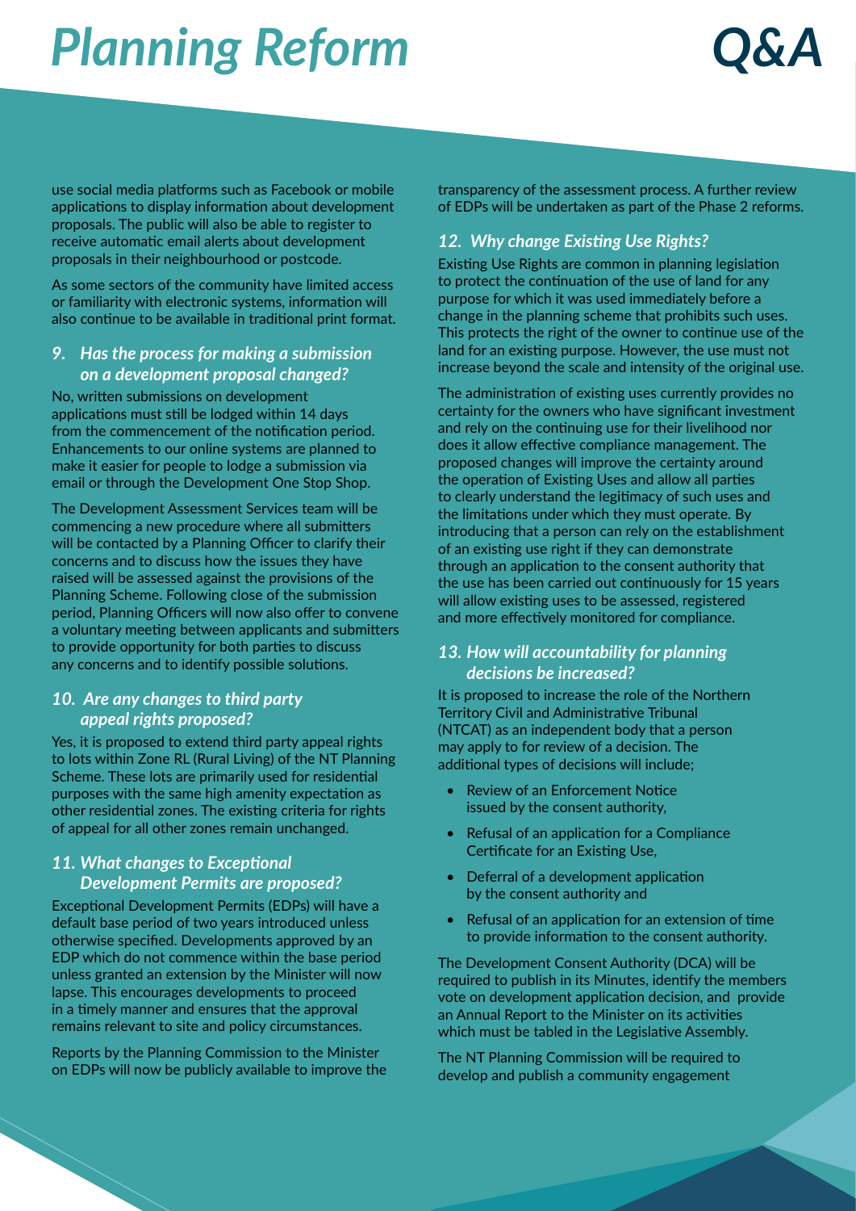use social media platforms such as Facebook or mobile applications to display information about development proposals. The public will also be able to register to receive automatic email alerts about development proposals in their neighbourhood or postcode.

As some sectors of the community have limited access or familiarity with electronic systems, information will also continue to be available in traditional print format.

### *9. Has the process for making a submission on a development proposal changed?*

No, written submissions on development applications must still be lodged within 14 days from the commencement of the notification period. Enhancements to our online systems are planned to make it easier for people to lodge a submission via email or through the Development One Stop Shop.

The Development Assessment Services team will be commencing a new procedure where all submitters will be contacted by a Planning Officer to clarify their concerns and to discuss how the issues they have raised will be assessed against the provisions of the Planning Scheme. Following close of the submission period, Planning Officers will now also offer to convene a voluntary meeting between applicants and submitters to provide opportunity for both parties to discuss any concerns and to identify possible solutions.

### *10. Are any changes to third party appeal rights proposed?*

Yes, it is proposed to extend third party appeal rights to lots within Zone RL (Rural Living) of the NT Planning Scheme. These lots are primarily used for residential purposes with the same high amenity expectation as other residential zones. The existing criteria for rights of appeal for all other zones remain unchanged.

### *11. What changes to Exceptional Development Permits are proposed?*

Exceptional Development Permits (EDPs) will have a default base period of two years introduced unless otherwise specified. Developments approved by an EDP which do not commence within the base period unless granted an extension by the Minister will now lapse. This encourages developments to proceed in a timely manner and ensures that the approval remains relevant to site and policy circumstances.

Reports by the Planning Commission to the Minister on EDPs will now be publicly available to improve the transparency of the assessment process. A further review of EDPs will be undertaken as part of the Phase 2 reforms.

### *12. Why change Existing Use Rights?*

Existing Use Rights are common in planning legislation to protect the continuation of the use of land for any purpose for which it was used immediately before a change in the planning scheme that prohibits such uses. This protects the right of the owner to continue use of the land for an existing purpose. However, the use must not increase beyond the scale and intensity of the original use.

The administration of existing uses currently provides no certainty for the owners who have significant investment and rely on the continuing use for their livelihood nor does it allow effective compliance management. The proposed changes will improve the certainty around the operation of Existing Uses and allow all parties to clearly understand the legitimacy of such uses and the limitations under which they must operate. By introducing that a person can rely on the establishment of an existing use right if they can demonstrate through an application to the consent authority that the use has been carried out continuously for 15 years will allow existing uses to be assessed, registered and more effectively monitored for compliance.

### *13. How will accountability for planning decisions be increased?*

It is proposed to increase the role of the Northern Territory Civil and Administrative Tribunal (NTCAT) as an independent body that a person may apply to for review of a decision. The additional types of decisions will include;

- Review of an Enforcement Notice issued by the consent authority,
- Refusal of an application for a Compliance Certificate for an Existing Use,
- Deferral of a development application by the consent authority and
- Refusal of an application for an extension of time to provide information to the consent authority.

The Development Consent Authority (DCA) will be required to publish in its Minutes, identify the members vote on development application decision, and provide an Annual Report to the Minister on its activities which must be tabled in the Legislative Assembly.

The NT Planning Commission will be required to develop and publish a community engagement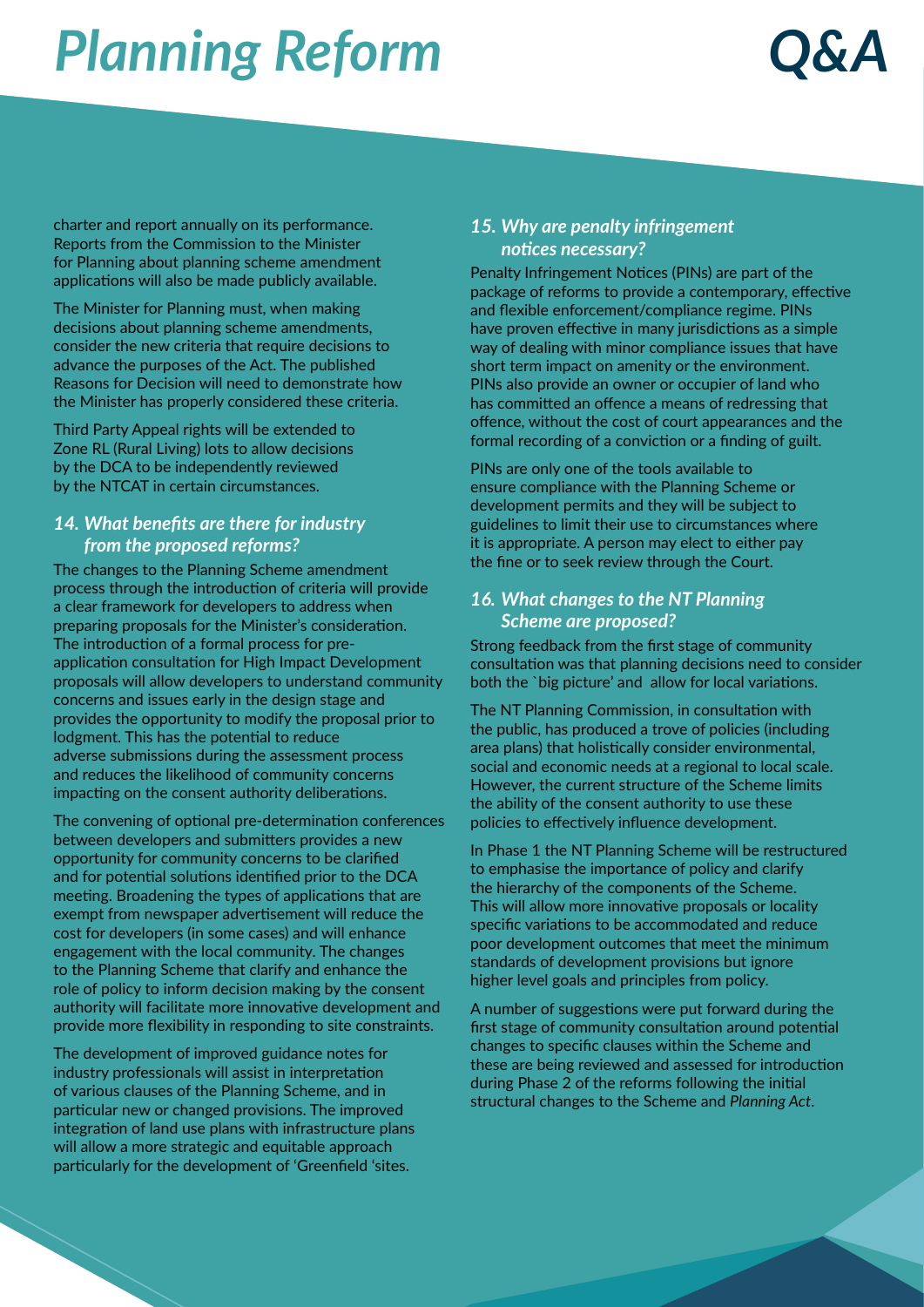charter and report annually on its performance. Reports from the Commission to the Minister for Planning about planning scheme amendment applications will also be made publicly available.

The Minister for Planning must, when making decisions about planning scheme amendments, consider the new criteria that require decisions to advance the purposes of the Act. The published Reasons for Decision will need to demonstrate how the Minister has properly considered these criteria.

Third Party Appeal rights will be extended to Zone RL (Rural Living) lots to allow decisions by the DCA to be independently reviewed by the NTCAT in certain circumstances.

### *14. What benefits are there for industry from the proposed reforms?*

The changes to the Planning Scheme amendment process through the introduction of criteria will provide a clear framework for developers to address when preparing proposals for the Minister's consideration. The introduction of a formal process for pre-application consultation for High Impact Development proposals will allow developers to understand community concerns and issues early in the design stage and provides the opportunity to modify the proposal prior to lodgment. This has the potential to reduce adverse submissions during the assessment process and reduces the likelihood of community concerns impacting on the consent authority deliberations.

The convening of optional pre-determination conferences between developers and submitters provides a new opportunity for community concerns to be clarified and for potential solutions identified prior to the DCA meeting. Broadening the types of applications that are exempt from newspaper advertisement will reduce the cost for developers (in some cases) and will enhance engagement with the local community. The changes to the Planning Scheme that clarify and enhance the role of policy to inform decision making by the consent authority will facilitate more innovative development and provide more flexibility in responding to site constraints.

The development of improved guidance notes for industry professionals will assist in interpretation of various clauses of the Planning Scheme, and in particular new or changed provisions. The improved integration of land use plans with infrastructure plans will allow a more strategic and equitable approach particularly for the development of 'Greenfield 'sites.

### *15. Why are penalty infringement notices necessary?*

Penalty Infringement Notices (PINs) are part of the package of reforms to provide a contemporary, effective and flexible enforcement/compliance regime. PINs have proven effective in many jurisdictions as a simple way of dealing with minor compliance issues that have short term impact on amenity or the environment. PINs also provide an owner or occupier of land who has committed an offence a means of redressing that offence, without the cost of court appearances and the formal recording of a conviction or a finding of guilt.

PINs are only one of the tools available to ensure compliance with the Planning Scheme or development permits and they will be subject to guidelines to limit their use to circumstances where it is appropriate. A person may elect to either pay the fine or to seek review through the Court.

### *16. What changes to the NT Planning Scheme are proposed?*

Strong feedback from the first stage of community consultation was that planning decisions need to consider both the `big picture' and allow for local variations.

The NT Planning Commission, in consultation with the public, has produced a trove of policies (including area plans) that holistically consider environmental, social and economic needs at a regional to local scale. However, the current structure of the Scheme limits the ability of the consent authority to use these policies to effectively influence development.

In Phase 1 the NT Planning Scheme will be restructured to emphasise the importance of policy and clarify the hierarchy of the components of the Scheme. This will allow more innovative proposals or locality specific variations to be accommodated and reduce poor development outcomes that meet the minimum standards of development provisions but ignore higher level goals and principles from policy.

A number of suggestions were put forward during the first stage of community consultation around potential changes to specific clauses within the Scheme and these are being reviewed and assessed for introduction during Phase 2 of the reforms following the initial structural changes to the Scheme and *Planning Act*.